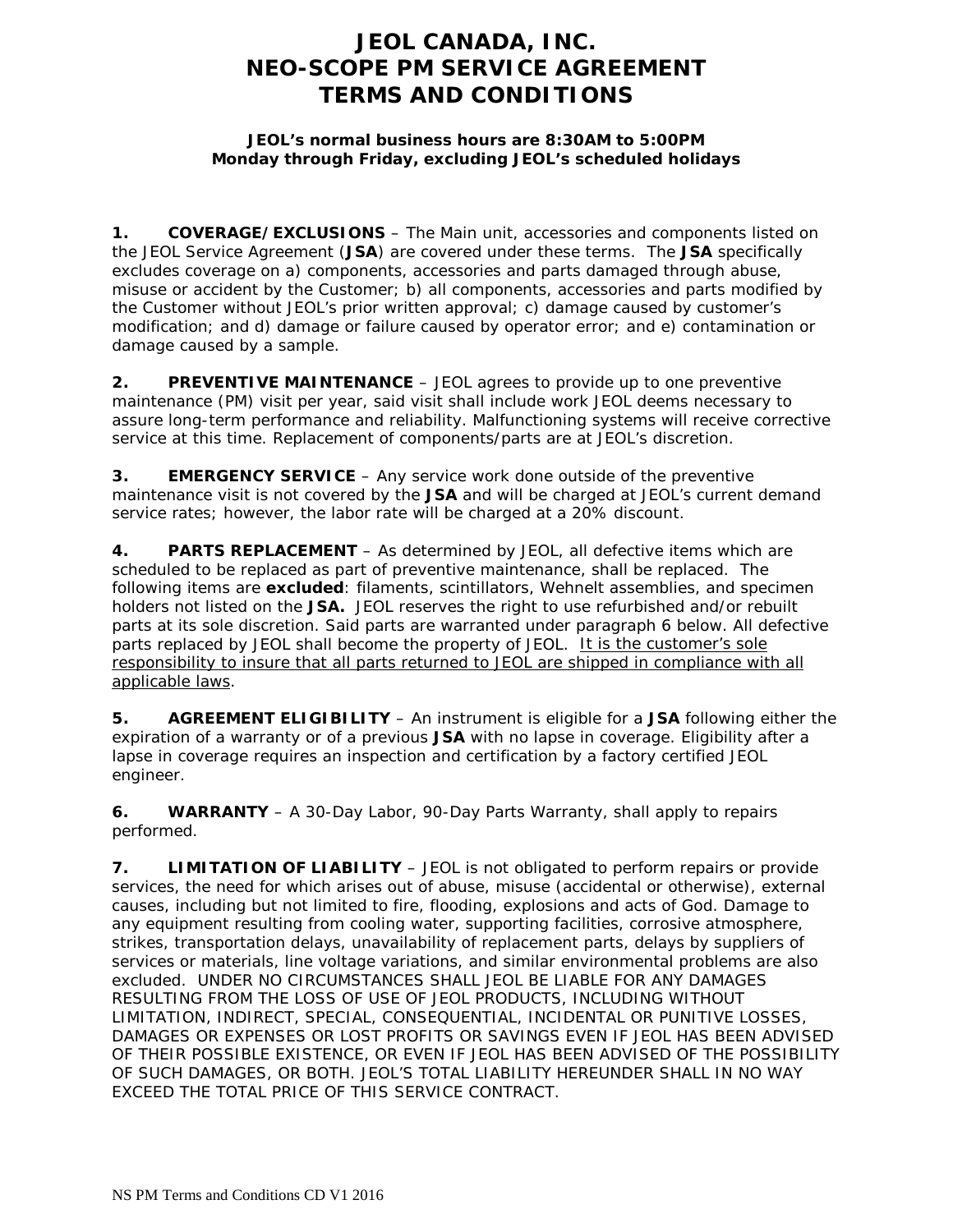# JEOL CANADA, INC.
# NEO-SCOPE PM SERVICE AGREEMENT
# TERMS AND CONDITIONS

**JEOL's normal business hours are 8:30AM to 5:00PM**
**Monday through Friday, excluding JEOL's scheduled holidays**

**1. COVERAGE/EXCLUSIONS** – The Main unit, accessories and components listed on the JEOL Service Agreement (**JSA**) are covered under these terms. The **JSA** specifically excludes coverage on a) components, accessories and parts damaged through abuse, misuse or accident by the Customer; b) all components, accessories and parts modified by the Customer without JEOL's prior written approval; c) damage caused by customer's modification; and d) damage or failure caused by operator error; and e) contamination or damage caused by a sample.

**2. PREVENTIVE MAINTENANCE** – JEOL agrees to provide up to one preventive maintenance (PM) visit per year, said visit shall include work JEOL deems necessary to assure long-term performance and reliability. Malfunctioning systems will receive corrective service at this time. Replacement of components/parts are at JEOL's discretion.

**3. EMERGENCY SERVICE** – Any service work done outside of the preventive maintenance visit is not covered by the **JSA** and will be charged at JEOL's current demand service rates; however, the labor rate will be charged at a 20% discount.

**4. PARTS REPLACEMENT** – As determined by JEOL, all defective items which are scheduled to be replaced as part of preventive maintenance, shall be replaced. The following items are **excluded**: filaments, scintillators, Wehnelt assemblies, and specimen holders not listed on the **JSA.** JEOL reserves the right to use refurbished and/or rebuilt parts at its sole discretion. Said parts are warranted under paragraph 6 below. All defective parts replaced by JEOL shall become the property of JEOL. <u>It is the customer's sole responsibility to insure that all parts returned to JEOL are shipped in compliance with all applicable laws</u>.

**5. AGREEMENT ELIGIBILITY** – An instrument is eligible for a **JSA** following either the expiration of a warranty or of a previous **JSA** with no lapse in coverage. Eligibility after a lapse in coverage requires an inspection and certification by a factory certified JEOL engineer.

**6. WARRANTY** – A 30-Day Labor, 90-Day Parts Warranty, shall apply to repairs performed.

**7. LIMITATION OF LIABILITY** – JEOL is not obligated to perform repairs or provide services, the need for which arises out of abuse, misuse (accidental or otherwise), external causes, including but not limited to fire, flooding, explosions and acts of God. Damage to any equipment resulting from cooling water, supporting facilities, corrosive atmosphere, strikes, transportation delays, unavailability of replacement parts, delays by suppliers of services or materials, line voltage variations, and similar environmental problems are also excluded. UNDER NO CIRCUMSTANCES SHALL JEOL BE LIABLE FOR ANY DAMAGES RESULTING FROM THE LOSS OF USE OF JEOL PRODUCTS, INCLUDING WITHOUT LIMITATION, INDIRECT, SPECIAL, CONSEQUENTIAL, INCIDENTAL OR PUNITIVE LOSSES, DAMAGES OR EXPENSES OR LOST PROFITS OR SAVINGS EVEN IF JEOL HAS BEEN ADVISED OF THEIR POSSIBLE EXISTENCE, OR EVEN IF JEOL HAS BEEN ADVISED OF THE POSSIBILITY OF SUCH DAMAGES, OR BOTH. JEOL'S TOTAL LIABILITY HEREUNDER SHALL IN NO WAY EXCEED THE TOTAL PRICE OF THIS SERVICE CONTRACT.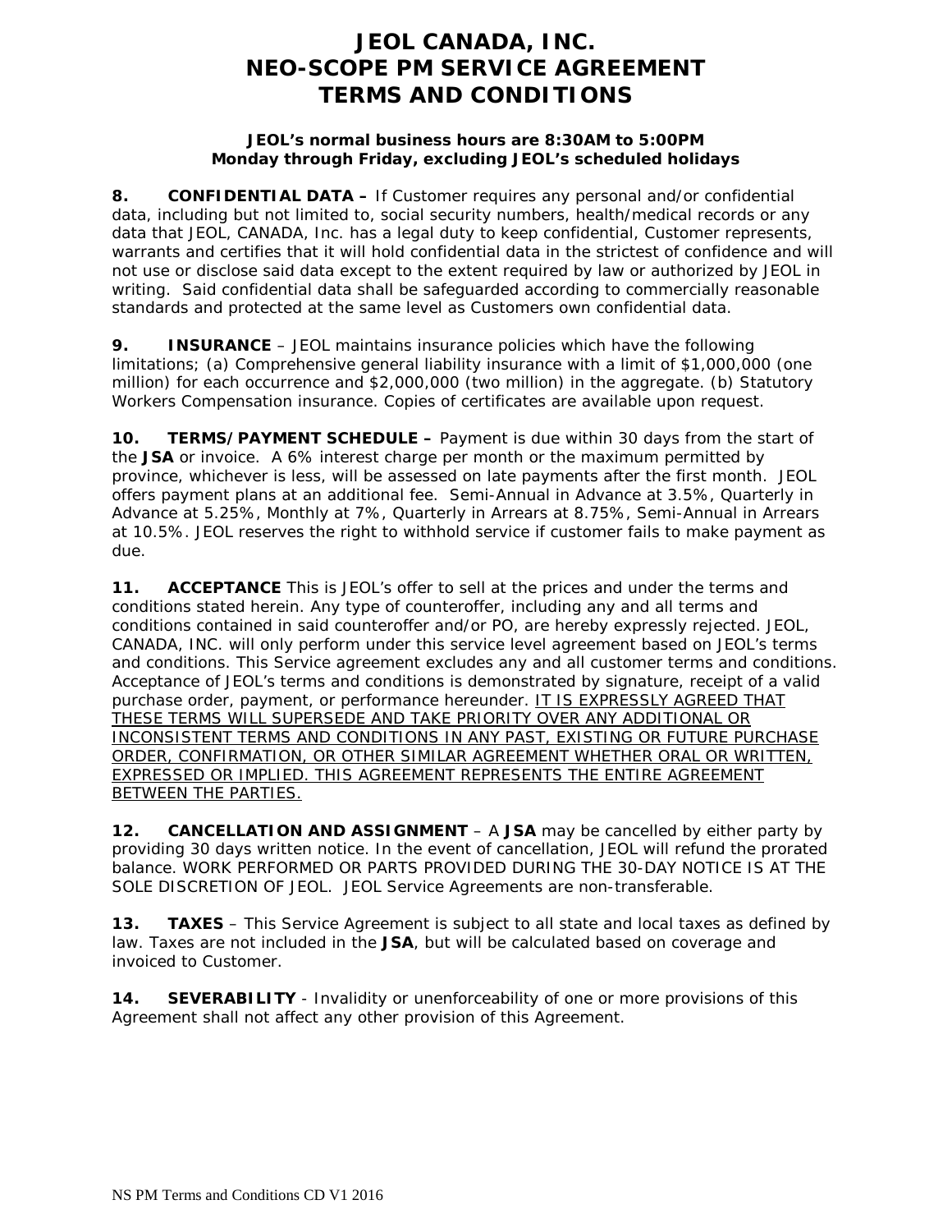# JEOL CANADA, INC.
# NEO-SCOPE PM SERVICE AGREEMENT
# TERMS AND CONDITIONS

**JEOL's normal business hours are 8:30AM to 5:00PM**
**Monday through Friday, excluding JEOL's scheduled holidays**

**8. CONFIDENTIAL DATA –** If Customer requires any personal and/or confidential data, including but not limited to, social security numbers, health/medical records or any data that JEOL, CANADA, Inc. has a legal duty to keep confidential, Customer represents, warrants and certifies that it will hold confidential data in the strictest of confidence and will not use or disclose said data except to the extent required by law or authorized by JEOL in writing. Said confidential data shall be safeguarded according to commercially reasonable standards and protected at the same level as Customers own confidential data.

**9. INSURANCE** – JEOL maintains insurance policies which have the following limitations; (a) Comprehensive general liability insurance with a limit of $1,000,000 (one million) for each occurrence and $2,000,000 (two million) in the aggregate. (b) Statutory Workers Compensation insurance. Copies of certificates are available upon request.

**10. TERMS/PAYMENT SCHEDULE –** Payment is due within 30 days from the start of the **JSA** or invoice. A 6% interest charge per month or the maximum permitted by province, whichever is less, will be assessed on late payments after the first month. JEOL offers payment plans at an additional fee. Semi-Annual in Advance at 3.5%, Quarterly in Advance at 5.25%, Monthly at 7%, Quarterly in Arrears at 8.75%, Semi-Annual in Arrears at 10.5%. JEOL reserves the right to withhold service if customer fails to make payment as due.

**11. ACCEPTANCE** This is JEOL's offer to sell at the prices and under the terms and conditions stated herein. Any type of counteroffer, including any and all terms and conditions contained in said counteroffer and/or PO, are hereby expressly rejected. JEOL, CANADA, INC. will only perform under this service level agreement based on JEOL's terms and conditions. This Service agreement excludes any and all customer terms and conditions. Acceptance of JEOL's terms and conditions is demonstrated by signature, receipt of a valid purchase order, payment, or performance hereunder. <u>IT IS EXPRESSLY AGREED THAT THESE TERMS WILL SUPERSEDE AND TAKE PRIORITY OVER ANY ADDITIONAL OR INCONSISTENT TERMS AND CONDITIONS IN ANY PAST, EXISTING OR FUTURE PURCHASE ORDER, CONFIRMATION, OR OTHER SIMILAR AGREEMENT WHETHER ORAL OR WRITTEN, EXPRESSED OR IMPLIED. THIS AGREEMENT REPRESENTS THE ENTIRE AGREEMENT BETWEEN THE PARTIES.</u>

**12. CANCELLATION AND ASSIGNMENT** – A **JSA** may be cancelled by either party by providing 30 days written notice. In the event of cancellation, JEOL will refund the prorated balance. WORK PERFORMED OR PARTS PROVIDED DURING THE 30-DAY NOTICE IS AT THE SOLE DISCRETION OF JEOL. JEOL Service Agreements are non-transferable.

**13. TAXES** – This Service Agreement is subject to all state and local taxes as defined by law. Taxes are not included in the **JSA**, but will be calculated based on coverage and invoiced to Customer.

**14. SEVERABILITY** - Invalidity or unenforceability of one or more provisions of this Agreement shall not affect any other provision of this Agreement.